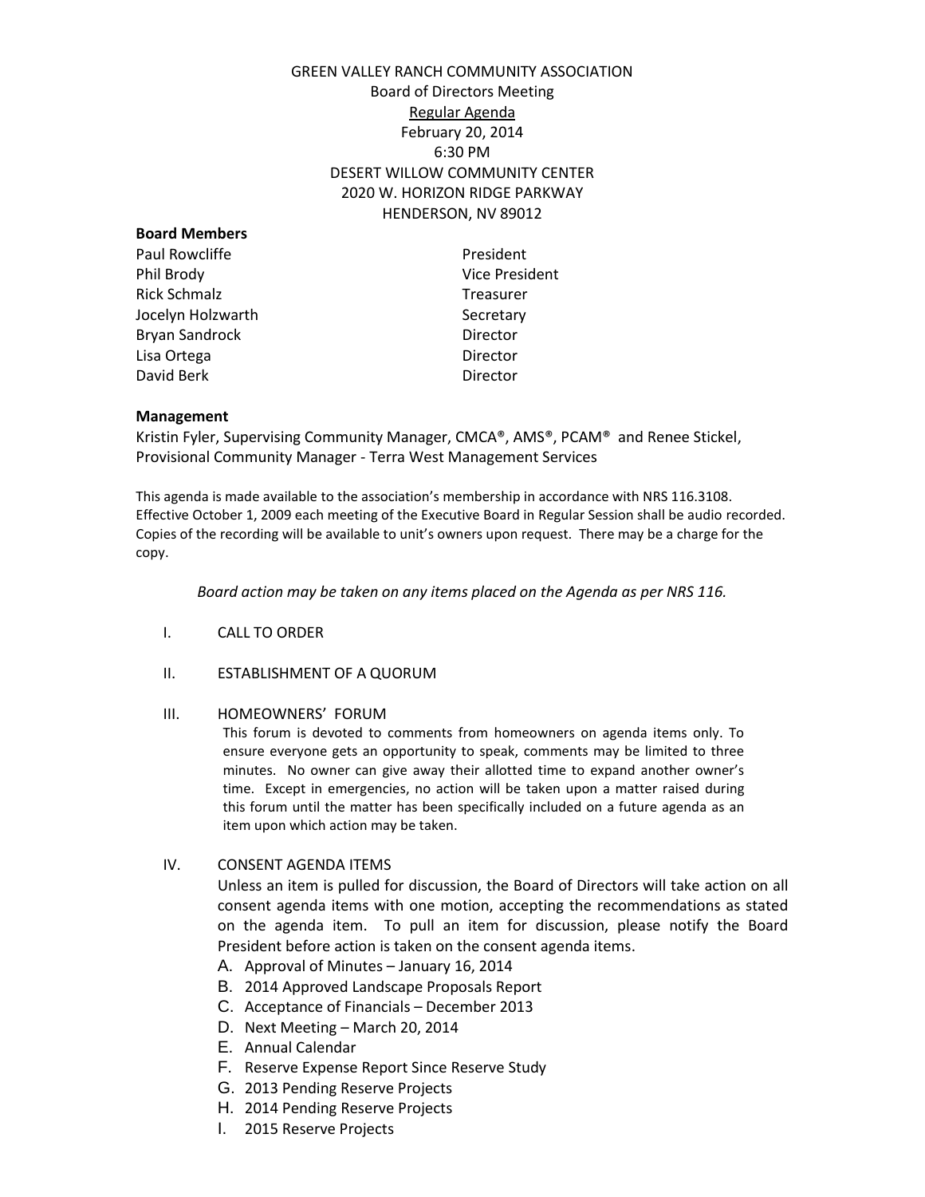GREEN VALLEY RANCH COMMUNITY ASSOCIATION
Board of Directors Meeting
Regular Agenda
February 20, 2014
6:30 PM
DESERT WILLOW COMMUNITY CENTER
2020 W. HORIZON RIDGE PARKWAY
HENDERSON, NV 89012

**Board Members**

| | |
|---|---|
| Paul Rowcliffe | President |
| Phil Brody | Vice President |
| Rick Schmalz | Treasurer |
| Jocelyn Holzwarth | Secretary |
| Bryan Sandrock | Director |
| Lisa Ortega | Director |
| David Berk | Director |

**Management**

Kristin Fyler, Supervising Community Manager, CMCA®, AMS®, PCAM® and Renee Stickel, Provisional Community Manager - Terra West Management Services

This agenda is made available to the association's membership in accordance with NRS 116.3108. Effective October 1, 2009 each meeting of the Executive Board in Regular Session shall be audio recorded. Copies of the recording will be available to unit's owners upon request. There may be a charge for the copy.

*Board action may be taken on any items placed on the Agenda as per NRS 116.*

I. CALL TO ORDER

II. ESTABLISHMENT OF A QUORUM

III. HOMEOWNERS' FORUM

This forum is devoted to comments from homeowners on agenda items only. To ensure everyone gets an opportunity to speak, comments may be limited to three minutes. No owner can give away their allotted time to expand another owner's time. Except in emergencies, no action will be taken upon a matter raised during this forum until the matter has been specifically included on a future agenda as an item upon which action may be taken.

IV. CONSENT AGENDA ITEMS

Unless an item is pulled for discussion, the Board of Directors will take action on all consent agenda items with one motion, accepting the recommendations as stated on the agenda item. To pull an item for discussion, please notify the Board President before action is taken on the consent agenda items.

A. Approval of Minutes – January 16, 2014
B. 2014 Approved Landscape Proposals Report
C. Acceptance of Financials – December 2013
D. Next Meeting – March 20, 2014
E. Annual Calendar
F. Reserve Expense Report Since Reserve Study
G. 2013 Pending Reserve Projects
H. 2014 Pending Reserve Projects
I. 2015 Reserve Projects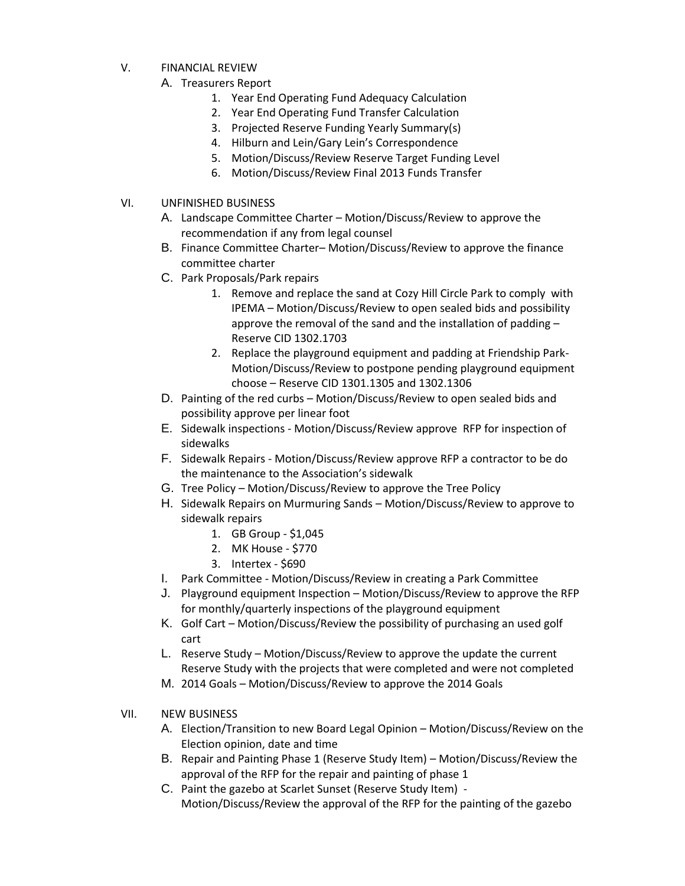V. FINANCIAL REVIEW

A. Treasurers Report

1. Year End Operating Fund Adequacy Calculation
2. Year End Operating Fund Transfer Calculation
3. Projected Reserve Funding Yearly Summary(s)
4. Hilburn and Lein/Gary Lein's Correspondence
5. Motion/Discuss/Review Reserve Target Funding Level
6. Motion/Discuss/Review Final 2013 Funds Transfer

VI. UNFINISHED BUSINESS

A. Landscape Committee Charter – Motion/Discuss/Review to approve the recommendation if any from legal counsel

B. Finance Committee Charter– Motion/Discuss/Review to approve the finance committee charter

C. Park Proposals/Park repairs

1. Remove and replace the sand at Cozy Hill Circle Park to comply with IPEMA – Motion/Discuss/Review to open sealed bids and possibility approve the removal of the sand and the installation of padding – Reserve CID 1302.1703
2. Replace the playground equipment and padding at Friendship Park- Motion/Discuss/Review to postpone pending playground equipment choose – Reserve CID 1301.1305 and 1302.1306

D. Painting of the red curbs – Motion/Discuss/Review to open sealed bids and possibility approve per linear foot

E. Sidewalk inspections - Motion/Discuss/Review approve RFP for inspection of sidewalks

F. Sidewalk Repairs - Motion/Discuss/Review approve RFP a contractor to be do the maintenance to the Association's sidewalk

G. Tree Policy – Motion/Discuss/Review to approve the Tree Policy

H. Sidewalk Repairs on Murmuring Sands – Motion/Discuss/Review to approve to sidewalk repairs

1. GB Group - $1,045
2. MK House - $770
3. Intertex - $690

I. Park Committee - Motion/Discuss/Review in creating a Park Committee

J. Playground equipment Inspection – Motion/Discuss/Review to approve the RFP for monthly/quarterly inspections of the playground equipment

K. Golf Cart – Motion/Discuss/Review the possibility of purchasing an used golf cart

L. Reserve Study – Motion/Discuss/Review to approve the update the current Reserve Study with the projects that were completed and were not completed

M. 2014 Goals – Motion/Discuss/Review to approve the 2014 Goals

VII. NEW BUSINESS

A. Election/Transition to new Board Legal Opinion – Motion/Discuss/Review on the Election opinion, date and time

B. Repair and Painting Phase 1 (Reserve Study Item) – Motion/Discuss/Review the approval of the RFP for the repair and painting of phase 1

C. Paint the gazebo at Scarlet Sunset (Reserve Study Item) - Motion/Discuss/Review the approval of the RFP for the painting of the gazebo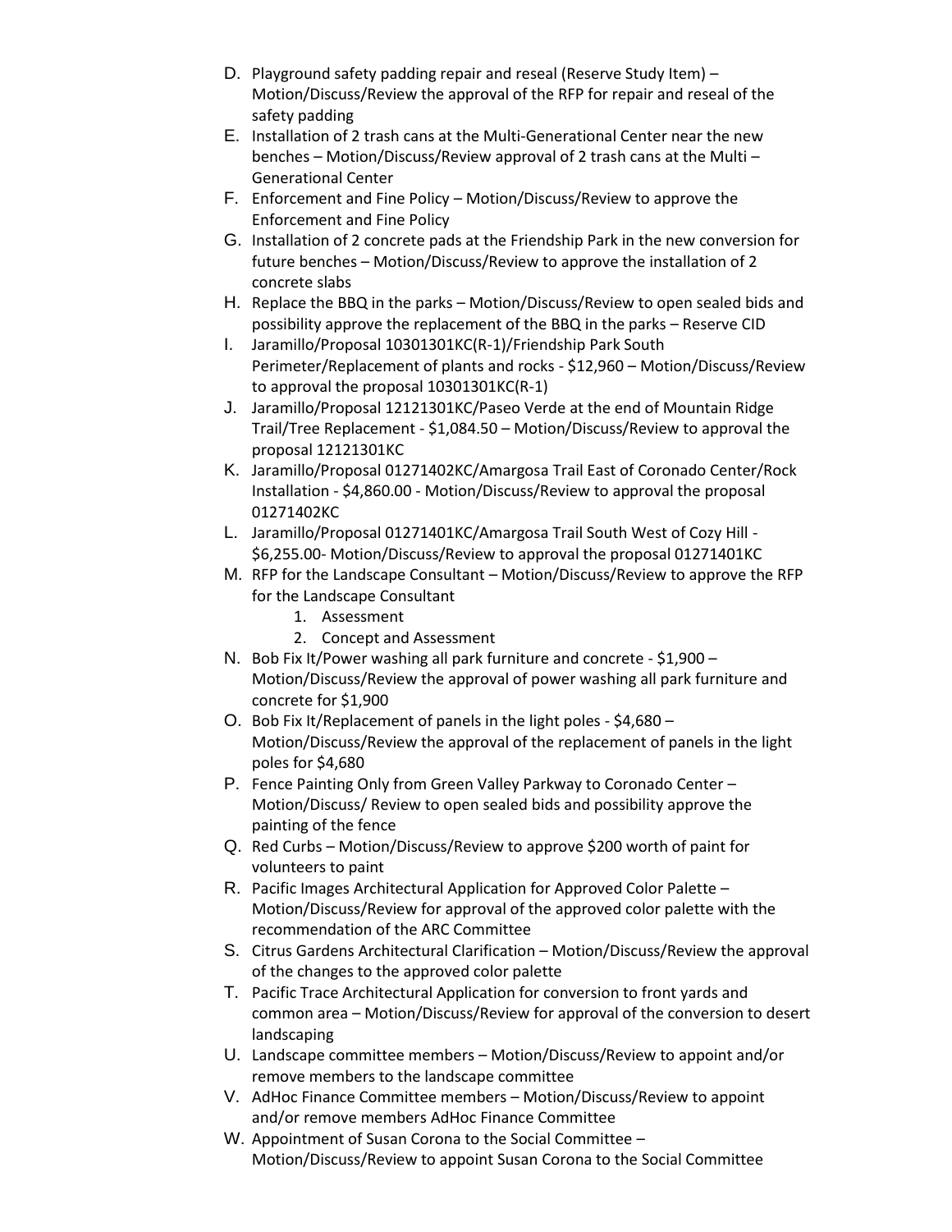D. Playground safety padding repair and reseal (Reserve Study Item) – Motion/Discuss/Review the approval of the RFP for repair and reseal of the safety padding
E. Installation of 2 trash cans at the Multi-Generational Center near the new benches – Motion/Discuss/Review approval of 2 trash cans at the Multi – Generational Center
F. Enforcement and Fine Policy – Motion/Discuss/Review to approve the Enforcement and Fine Policy
G. Installation of 2 concrete pads at the Friendship Park in the new conversion for future benches – Motion/Discuss/Review to approve the installation of 2 concrete slabs
H. Replace the BBQ in the parks – Motion/Discuss/Review to open sealed bids and possibility approve the replacement of the BBQ in the parks – Reserve CID
I. Jaramillo/Proposal 10301301KC(R-1)/Friendship Park South Perimeter/Replacement of plants and rocks - $12,960 – Motion/Discuss/Review to approval the proposal 10301301KC(R-1)
J. Jaramillo/Proposal 12121301KC/Paseo Verde at the end of Mountain Ridge Trail/Tree Replacement - $1,084.50 – Motion/Discuss/Review to approval the proposal 12121301KC
K. Jaramillo/Proposal 01271402KC/Amargosa Trail East of Coronado Center/Rock Installation - $4,860.00 - Motion/Discuss/Review to approval the proposal 01271402KC
L. Jaramillo/Proposal 01271401KC/Amargosa Trail South West of Cozy Hill - $6,255.00- Motion/Discuss/Review to approval the proposal 01271401KC
M. RFP for the Landscape Consultant – Motion/Discuss/Review to approve the RFP for the Landscape Consultant
   1. Assessment
   2. Concept and Assessment
N. Bob Fix It/Power washing all park furniture and concrete - $1,900 – Motion/Discuss/Review the approval of power washing all park furniture and concrete for $1,900
O. Bob Fix It/Replacement of panels in the light poles - $4,680 – Motion/Discuss/Review the approval of the replacement of panels in the light poles for $4,680
P. Fence Painting Only from Green Valley Parkway to Coronado Center – Motion/Discuss/ Review to open sealed bids and possibility approve the painting of the fence
Q. Red Curbs – Motion/Discuss/Review to approve $200 worth of paint for volunteers to paint
R. Pacific Images Architectural Application for Approved Color Palette – Motion/Discuss/Review for approval of the approved color palette with the recommendation of the ARC Committee
S. Citrus Gardens Architectural Clarification – Motion/Discuss/Review the approval of the changes to the approved color palette
T. Pacific Trace Architectural Application for conversion to front yards and common area – Motion/Discuss/Review for approval of the conversion to desert landscaping
U. Landscape committee members – Motion/Discuss/Review to appoint and/or remove members to the landscape committee
V. AdHoc Finance Committee members – Motion/Discuss/Review to appoint and/or remove members AdHoc Finance Committee
W. Appointment of Susan Corona to the Social Committee – Motion/Discuss/Review to appoint Susan Corona to the Social Committee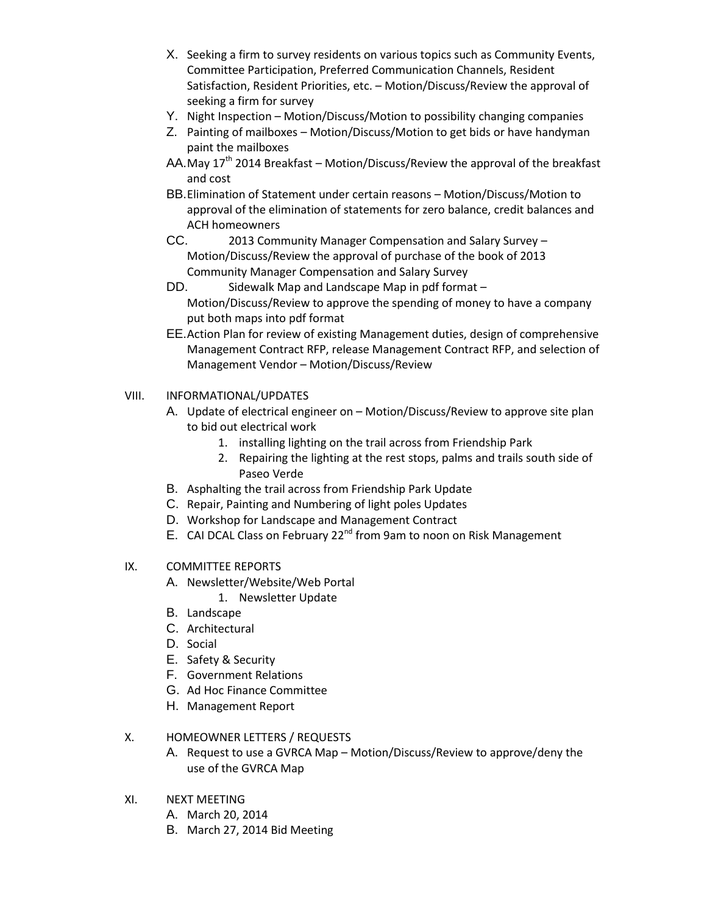X. Seeking a firm to survey residents on various topics such as Community Events, Committee Participation, Preferred Communication Channels, Resident Satisfaction, Resident Priorities, etc. – Motion/Discuss/Review the approval of seeking a firm for survey

Y. Night Inspection – Motion/Discuss/Motion to possibility changing companies

Z. Painting of mailboxes – Motion/Discuss/Motion to get bids or have handyman paint the mailboxes

AA. May 17th 2014 Breakfast – Motion/Discuss/Review the approval of the breakfast and cost

BB. Elimination of Statement under certain reasons – Motion/Discuss/Motion to approval of the elimination of statements for zero balance, credit balances and ACH homeowners

CC. 2013 Community Manager Compensation and Salary Survey – Motion/Discuss/Review the approval of purchase of the book of 2013 Community Manager Compensation and Salary Survey

DD. Sidewalk Map and Landscape Map in pdf format – Motion/Discuss/Review to approve the spending of money to have a company put both maps into pdf format

EE. Action Plan for review of existing Management duties, design of comprehensive Management Contract RFP, release Management Contract RFP, and selection of Management Vendor – Motion/Discuss/Review

VIII. INFORMATIONAL/UPDATES

A. Update of electrical engineer on – Motion/Discuss/Review to approve site plan to bid out electrical work
   1. installing lighting on the trail across from Friendship Park
   2. Repairing the lighting at the rest stops, palms and trails south side of Paseo Verde

B. Asphalting the trail across from Friendship Park Update

C. Repair, Painting and Numbering of light poles Updates

D. Workshop for Landscape and Management Contract

E. CAI DCAL Class on February 22nd from 9am to noon on Risk Management

IX. COMMITTEE REPORTS

A. Newsletter/Website/Web Portal
   1. Newsletter Update

B. Landscape

C. Architectural

D. Social

E. Safety & Security

F. Government Relations

G. Ad Hoc Finance Committee

H. Management Report

X. HOMEOWNER LETTERS / REQUESTS

A. Request to use a GVRCA Map – Motion/Discuss/Review to approve/deny the use of the GVRCA Map

XI. NEXT MEETING

A. March 20, 2014

B. March 27, 2014 Bid Meeting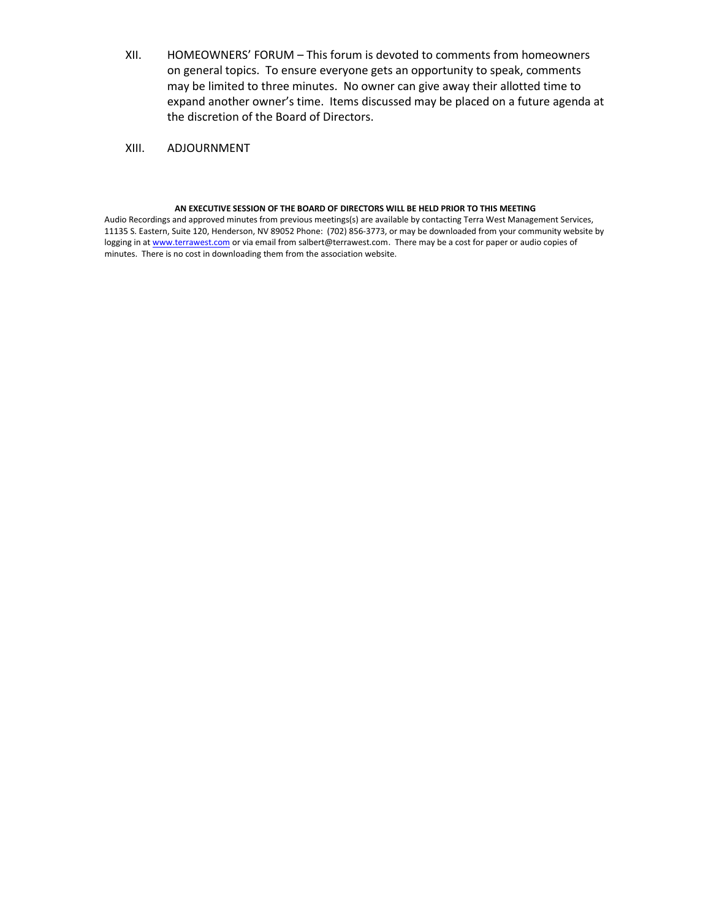XII. HOMEOWNERS' FORUM – This forum is devoted to comments from homeowners on general topics. To ensure everyone gets an opportunity to speak, comments may be limited to three minutes. No owner can give away their allotted time to expand another owner's time. Items discussed may be placed on a future agenda at the discretion of the Board of Directors.

XIII. ADJOURNMENT

**AN EXECUTIVE SESSION OF THE BOARD OF DIRECTORS WILL BE HELD PRIOR TO THIS MEETING**

Audio Recordings and approved minutes from previous meetings(s) are available by contacting Terra West Management Services, 11135 S. Eastern, Suite 120, Henderson, NV 89052 Phone: (702) 856-3773, or may be downloaded from your community website by logging in at www.terrawest.com or via email from salbert@terrawest.com. There may be a cost for paper or audio copies of minutes. There is no cost in downloading them from the association website.